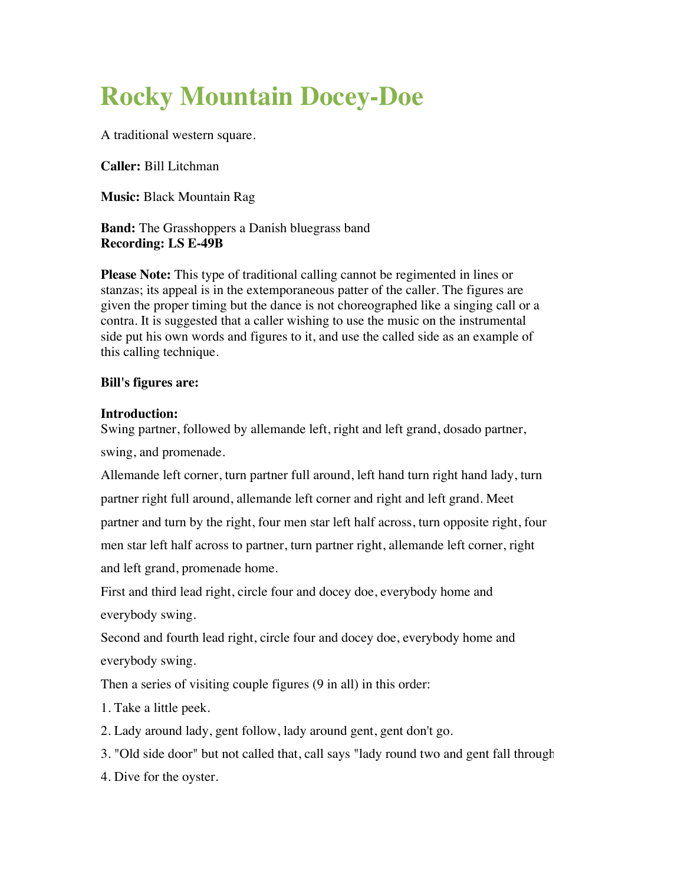# Rocky Mountain Docey-Doe

A traditional western square.

**Caller:** Bill Litchman

**Music:** Black Mountain Rag

**Band:** The Grasshoppers a Danish bluegrass band
**Recording: LS E-49B**

**Please Note:** This type of traditional calling cannot be regimented in lines or stanzas; its appeal is in the extemporaneous patter of the caller. The figures are given the proper timing but the dance is not choreographed like a singing call or a contra. It is suggested that a caller wishing to use the music on the instrumental side put his own words and figures to it, and use the called side as an example of this calling technique.

**Bill's figures are:**

**Introduction:**
Swing partner, followed by allemande left, right and left grand, dosado partner, swing, and promenade.

Allemande left corner, turn partner full around, left hand turn right hand lady, turn partner right full around, allemande left corner and right and left grand. Meet partner and turn by the right, four men star left half across, turn opposite right, four men star left half across to partner, turn partner right, allemande left corner, right and left grand, promenade home.

First and third lead right, circle four and docey doe, everybody home and everybody swing.

Second and fourth lead right, circle four and docey doe, everybody home and everybody swing.

Then a series of visiting couple figures (9 in all) in this order:

1. Take a little peek.
2. Lady around lady, gent follow, lady around gent, gent don't go.
3. "Old side door" but not called that, call says "lady round two and gent fall through
4. Dive for the oyster.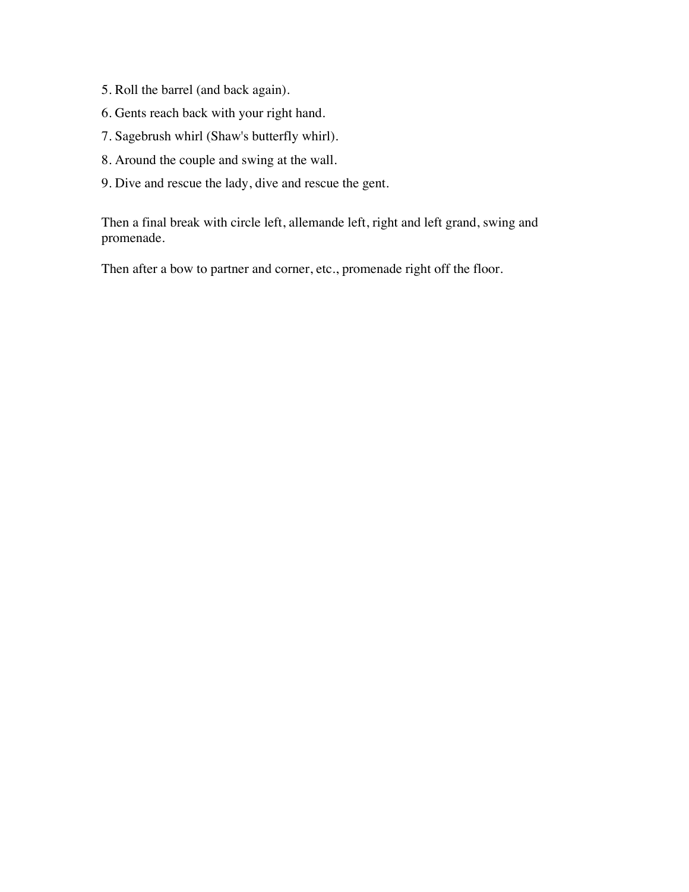5. Roll the barrel (and back again).
6. Gents reach back with your right hand.
7. Sagebrush whirl (Shaw's butterfly whirl).
8. Around the couple and swing at the wall.
9. Dive and rescue the lady, dive and rescue the gent.

Then a final break with circle left, allemande left, right and left grand, swing and promenade.

Then after a bow to partner and corner, etc., promenade right off the floor.